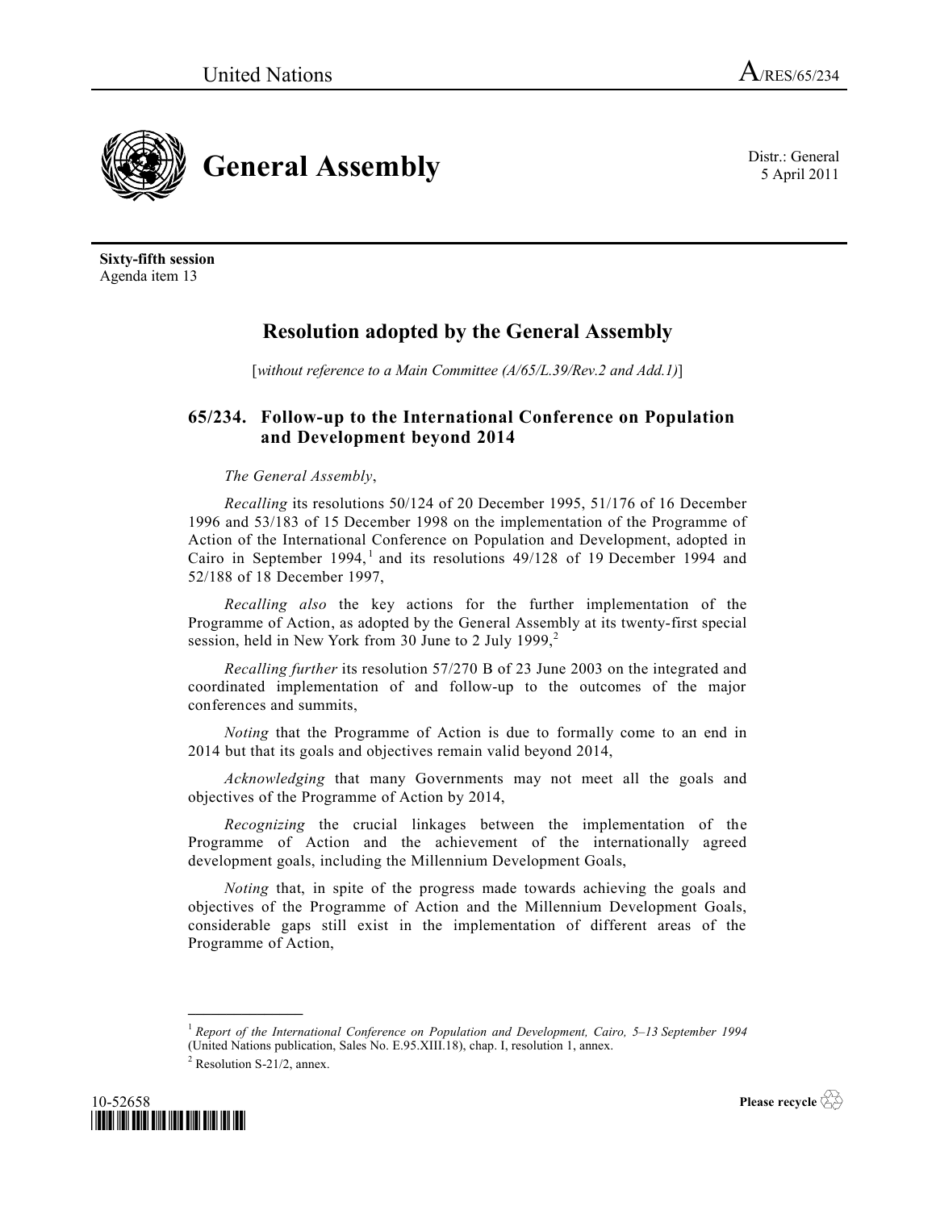United Nations A/RES/65/234

# General Assembly

Distr.: General
5 April 2011

**Sixty-fifth session**
Agenda item 13

## Resolution adopted by the General Assembly

[*without reference to a Main Committee (A/65/L.39/Rev.2 and Add.1)*]

### 65/234. Follow-up to the International Conference on Population and Development beyond 2014

*The General Assembly*,

*Recalling* its resolutions 50/124 of 20 December 1995, 51/176 of 16 December 1996 and 53/183 of 15 December 1998 on the implementation of the Programme of Action of the International Conference on Population and Development, adopted in Cairo in September 1994,[1] and its resolutions 49/128 of 19 December 1994 and 52/188 of 18 December 1997,

*Recalling also* the key actions for the further implementation of the Programme of Action, as adopted by the General Assembly at its twenty-first special session, held in New York from 30 June to 2 July 1999,[2]

*Recalling further* its resolution 57/270 B of 23 June 2003 on the integrated and coordinated implementation of and follow-up to the outcomes of the major conferences and summits,

*Noting* that the Programme of Action is due to formally come to an end in 2014 but that its goals and objectives remain valid beyond 2014,

*Acknowledging* that many Governments may not meet all the goals and objectives of the Programme of Action by 2014,

*Recognizing* the crucial linkages between the implementation of the Programme of Action and the achievement of the internationally agreed development goals, including the Millennium Development Goals,

*Noting* that, in spite of the progress made towards achieving the goals and objectives of the Programme of Action and the Millennium Development Goals, considerable gaps still exist in the implementation of different areas of the Programme of Action,

---

[1] *Report of the International Conference on Population and Development, Cairo, 5–13 September 1994* (United Nations publication, Sales No. E.95.XIII.18), chap. I, resolution 1, annex.

[2] Resolution S-21/2, annex.

10-52658

Please recycle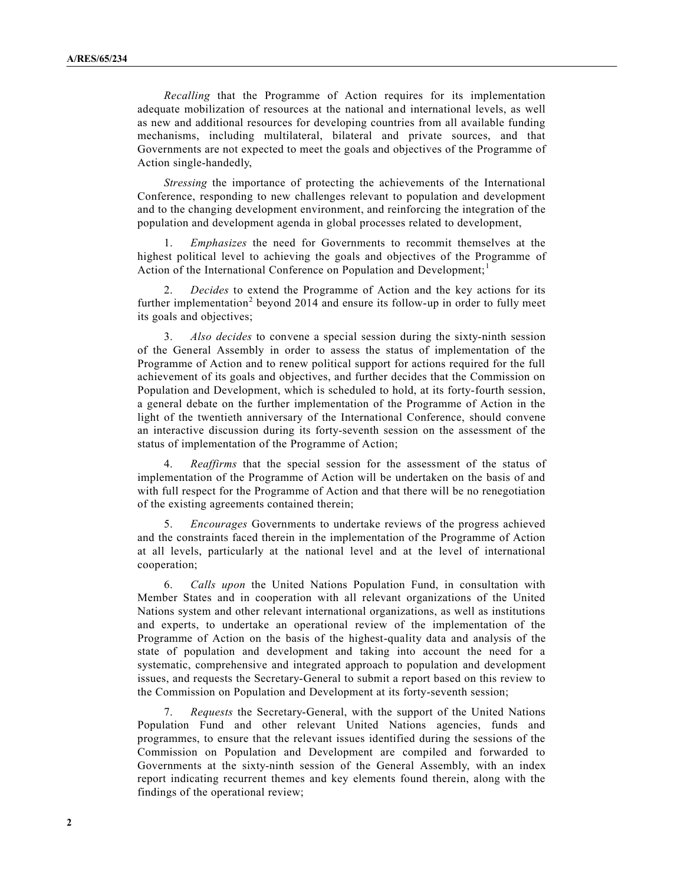*Recalling* that the Programme of Action requires for its implementation adequate mobilization of resources at the national and international levels, as well as new and additional resources for developing countries from all available funding mechanisms, including multilateral, bilateral and private sources, and that Governments are not expected to meet the goals and objectives of the Programme of Action single-handedly,

*Stressing* the importance of protecting the achievements of the International Conference, responding to new challenges relevant to population and development and to the changing development environment, and reinforcing the integration of the population and development agenda in global processes related to development,

1. *Emphasizes* the need for Governments to recommit themselves at the highest political level to achieving the goals and objectives of the Programme of Action of the International Conference on Population and Development;[1]

2. *Decides* to extend the Programme of Action and the key actions for its further implementation[2] beyond 2014 and ensure its follow-up in order to fully meet its goals and objectives;

3. *Also decides* to convene a special session during the sixty-ninth session of the General Assembly in order to assess the status of implementation of the Programme of Action and to renew political support for actions required for the full achievement of its goals and objectives, and further decides that the Commission on Population and Development, which is scheduled to hold, at its forty-fourth session, a general debate on the further implementation of the Programme of Action in the light of the twentieth anniversary of the International Conference, should convene an interactive discussion during its forty-seventh session on the assessment of the status of implementation of the Programme of Action;

4. *Reaffirms* that the special session for the assessment of the status of implementation of the Programme of Action will be undertaken on the basis of and with full respect for the Programme of Action and that there will be no renegotiation of the existing agreements contained therein;

5. *Encourages* Governments to undertake reviews of the progress achieved and the constraints faced therein in the implementation of the Programme of Action at all levels, particularly at the national level and at the level of international cooperation;

6. *Calls upon* the United Nations Population Fund, in consultation with Member States and in cooperation with all relevant organizations of the United Nations system and other relevant international organizations, as well as institutions and experts, to undertake an operational review of the implementation of the Programme of Action on the basis of the highest-quality data and analysis of the state of population and development and taking into account the need for a systematic, comprehensive and integrated approach to population and development issues, and requests the Secretary-General to submit a report based on this review to the Commission on Population and Development at its forty-seventh session;

7. *Requests* the Secretary-General, with the support of the United Nations Population Fund and other relevant United Nations agencies, funds and programmes, to ensure that the relevant issues identified during the sessions of the Commission on Population and Development are compiled and forwarded to Governments at the sixty-ninth session of the General Assembly, with an index report indicating recurrent themes and key elements found therein, along with the findings of the operational review;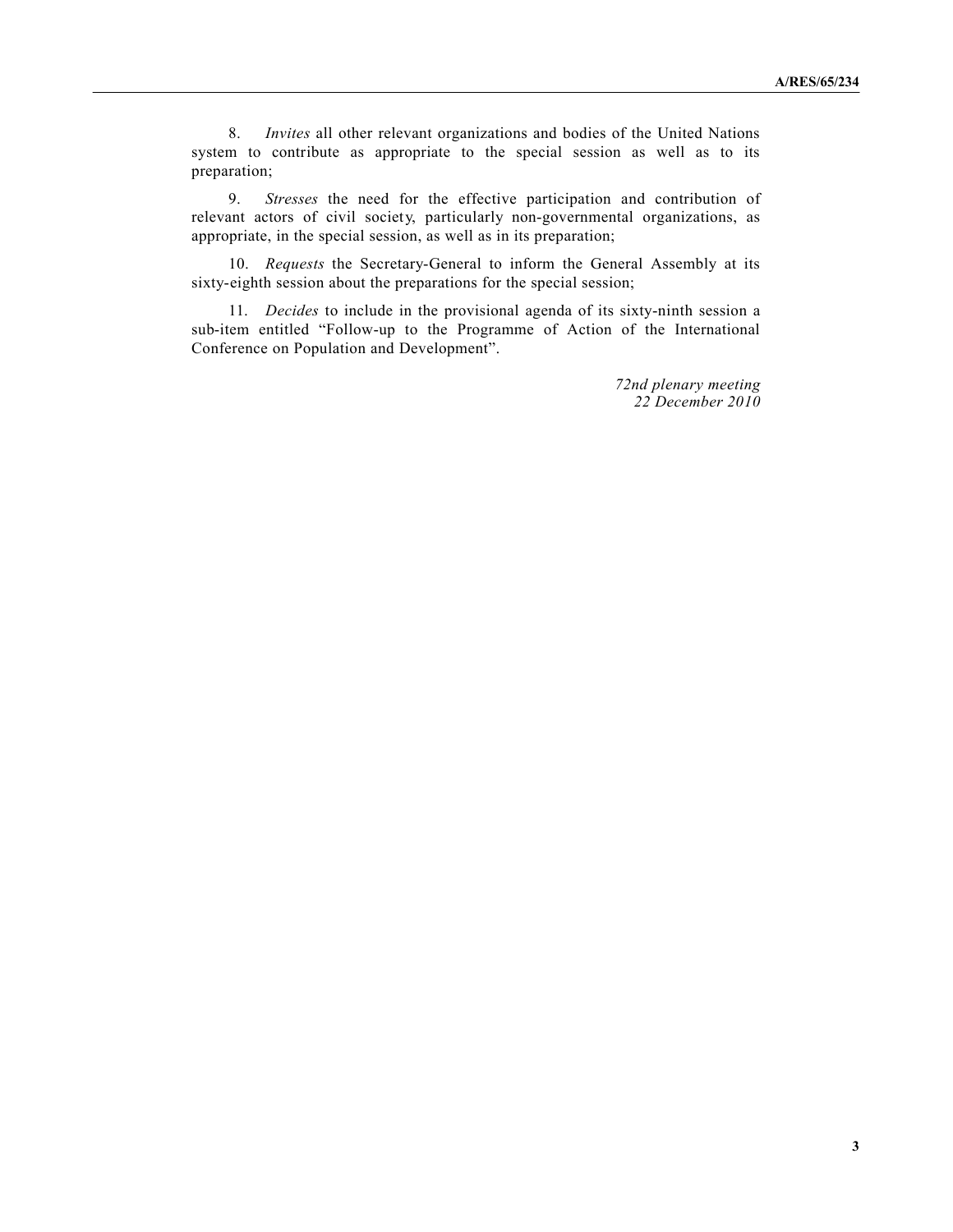8. *Invites* all other relevant organizations and bodies of the United Nations system to contribute as appropriate to the special session as well as to its preparation;

9. *Stresses* the need for the effective participation and contribution of relevant actors of civil society, particularly non-governmental organizations, as appropriate, in the special session, as well as in its preparation;

10. *Requests* the Secretary-General to inform the General Assembly at its sixty-eighth session about the preparations for the special session;

11. *Decides* to include in the provisional agenda of its sixty-ninth session a sub-item entitled "Follow-up to the Programme of Action of the International Conference on Population and Development".

*72nd plenary meeting*
*22 December 2010*